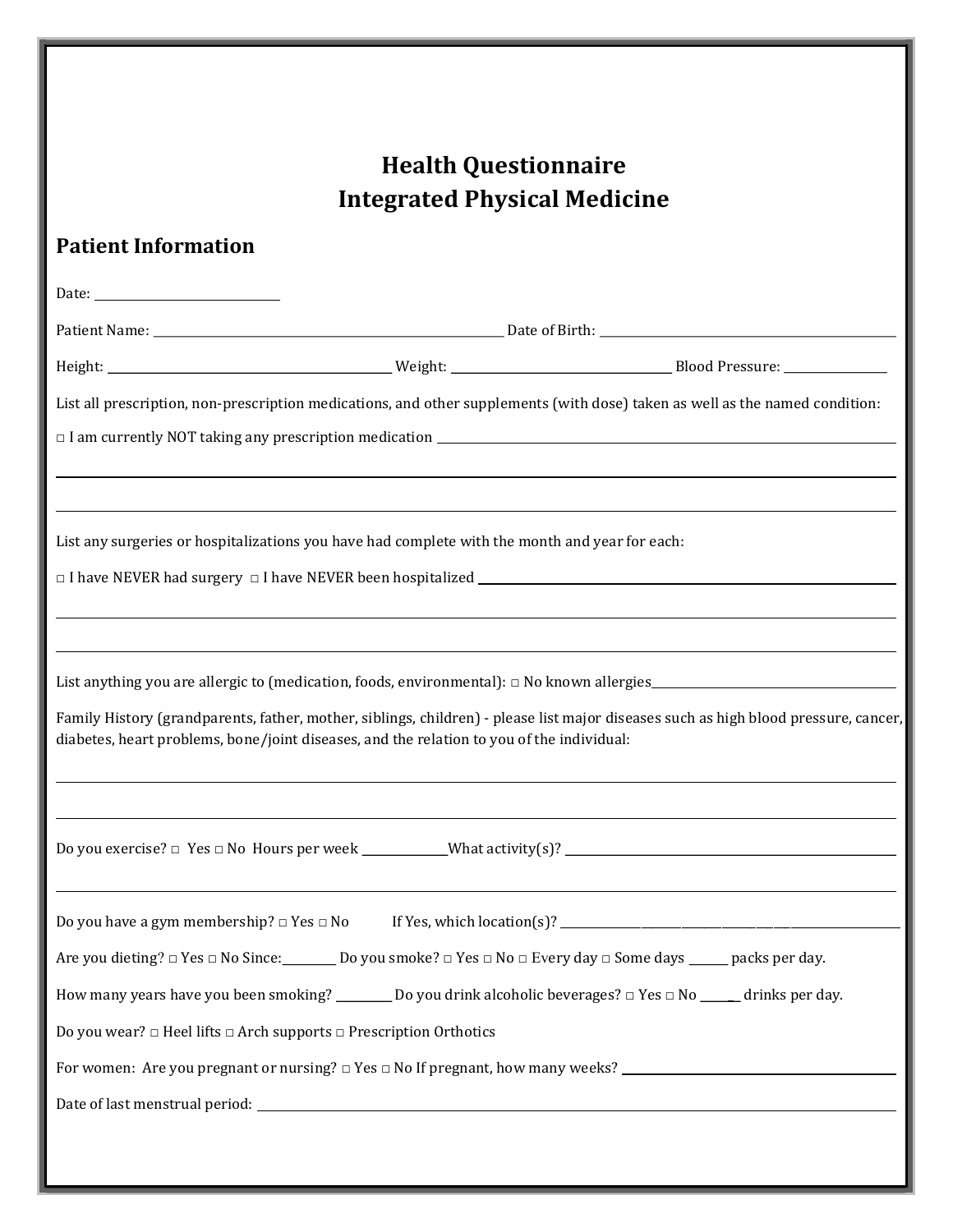# Health Questionnaire
# Integrated Physical Medicine

## Patient Information

Date: ____________________

Patient Name: ________________________________________ Date of Birth: ________________________________

Height: ______________________________ Weight: ________________________ Blood Pressure: ____________

List all prescription, non-prescription medications, and other supplements (with dose) taken as well as the named condition:

□ I am currently NOT taking any prescription medication ________________________________________________

_______________________________________________________________________________________________

_______________________________________________________________________________________________

List any surgeries or hospitalizations you have had complete with the month and year for each:

□ I have NEVER had surgery □ I have NEVER been hospitalized ______________________________________________

_______________________________________________________________________________________________

_______________________________________________________________________________________________

List anything you are allergic to (medication, foods, environmental): □ No known allergies___________________________

Family History (grandparents, father, mother, siblings, children) - please list major diseases such as high blood pressure, cancer, diabetes, heart problems, bone/joint diseases, and the relation to you of the individual:

_______________________________________________________________________________________________

_______________________________________________________________________________________________

Do you exercise? □ Yes □ No Hours per week __________What activity(s)? ______________________________________

_______________________________________________________________________________________________

Do you have a gym membership? □ Yes □ No If Yes, which location(s)? _________________________________________

Are you dieting? □ Yes □ No Since:_______ Do you smoke? □ Yes □ No □ Every day □ Some days _____ packs per day.

How many years have you been smoking? _______ Do you drink alcoholic beverages? □ Yes □ No _____ drinks per day.

Do you wear? □ Heel lifts □ Arch supports □ Prescription Orthotics

For women: Are you pregnant or nursing? □ Yes □ No If pregnant, how many weeks? __________________________

Date of last menstrual period: ____________________________________________________________________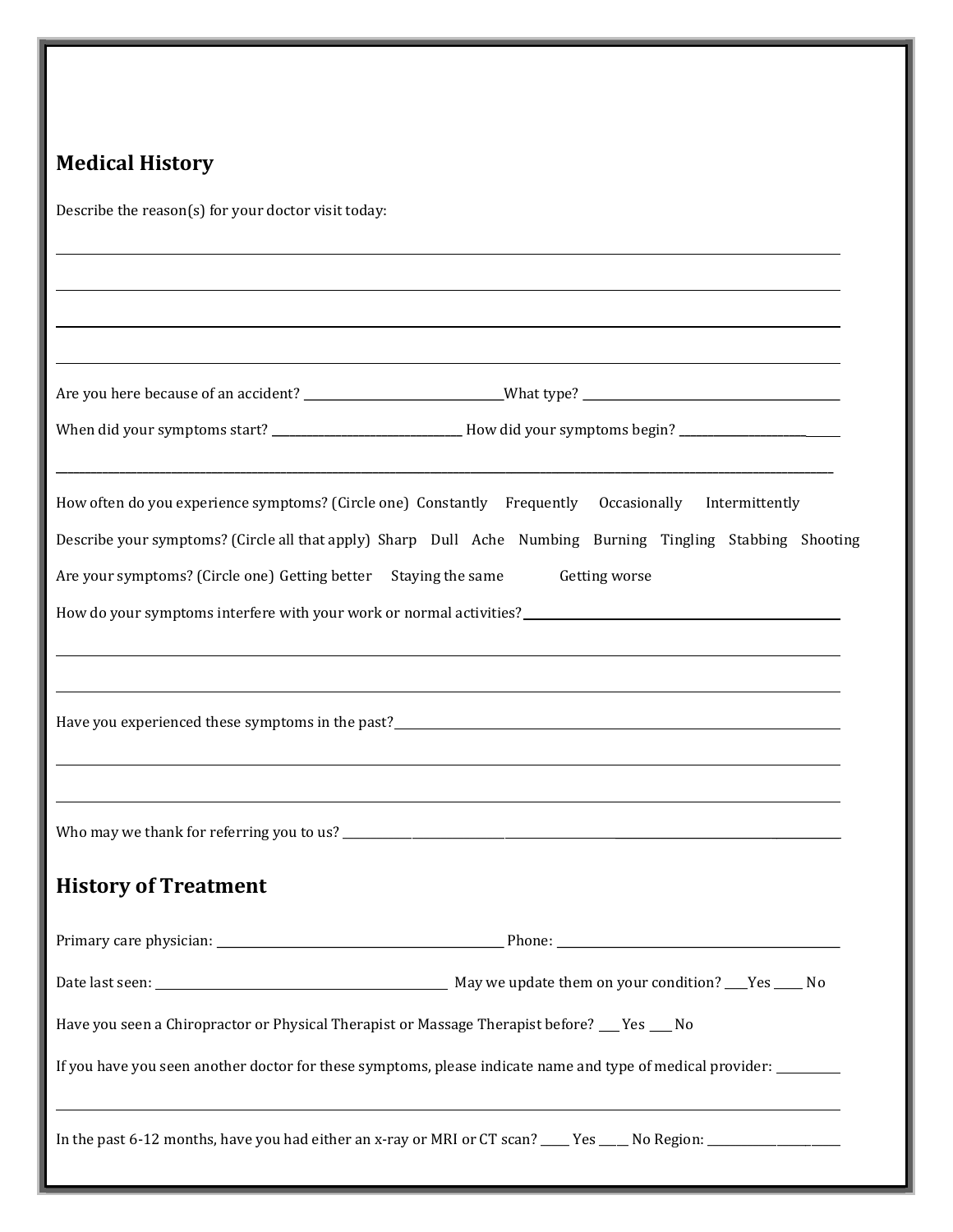## Medical History

Describe the reason(s) for your doctor visit today:

_______________________________________________________________________________

_______________________________________________________________________________

_______________________________________________________________________________

_______________________________________________________________________________

Are you here because of an accident? ____________________ What type? ____________________

When did your symptoms start? ____________________ How did your symptoms begin? ____________________

_______________________________________________________________________________

How often do you experience symptoms? (Circle one) Constantly Frequently Occasionally Intermittently

Describe your symptoms? (Circle all that apply) Sharp Dull Ache Numbing Burning Tingling Stabbing Shooting

Are your symptoms? (Circle one) Getting better Staying the same Getting worse

How do your symptoms interfere with your work or normal activities? ____________________

_______________________________________________________________________________

_______________________________________________________________________________

Have you experienced these symptoms in the past? ____________________

_______________________________________________________________________________

_______________________________________________________________________________

Who may we thank for referring you to us? ____________________

## History of Treatment

Primary care physician: ____________________ Phone: ____________________

Date last seen: ____________________ May we update them on your condition? ____Yes _____ No

Have you seen a Chiropractor or Physical Therapist or Massage Therapist before? ___ Yes ___ No

If you have you seen another doctor for these symptoms, please indicate name and type of medical provider: __________

_______________________________________________________________________________

In the past 6-12 months, have you had either an x-ray or MRI or CT scan? _____ Yes _____ No Region: ____________________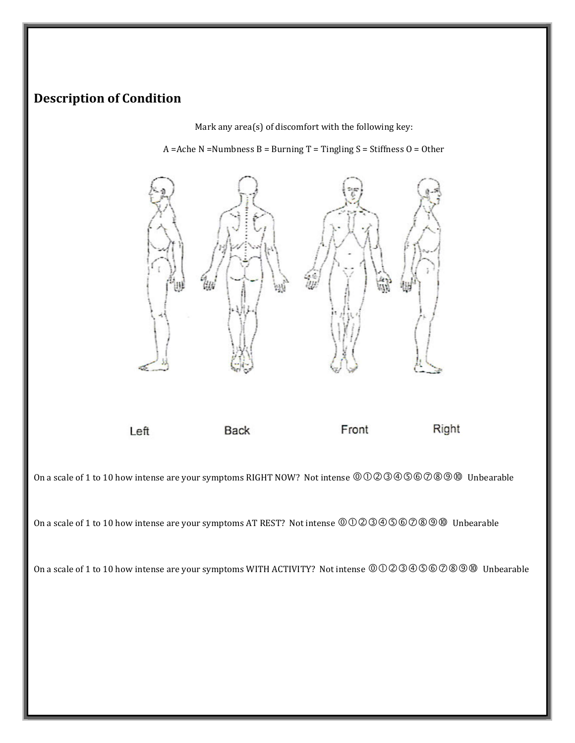## Description of Condition

Mark any area(s) of discomfort with the following key:

A =Ache N =Numbness B = Burning T = Tingling S = Stiffness O = Other

Left Back Front Right

On a scale of 1 to 10 how intense are your symptoms RIGHT NOW? Not intense ⓪①②③④⑤⑥⑦⑧⑨⑩ Unbearable

On a scale of 1 to 10 how intense are your symptoms AT REST? Not intense ⓪①②③④⑤⑥⑦⑧⑨⑩ Unbearable

On a scale of 1 to 10 how intense are your symptoms WITH ACTIVITY? Not intense ⓪①②③④⑤⑥⑦⑧⑨⑩ Unbearable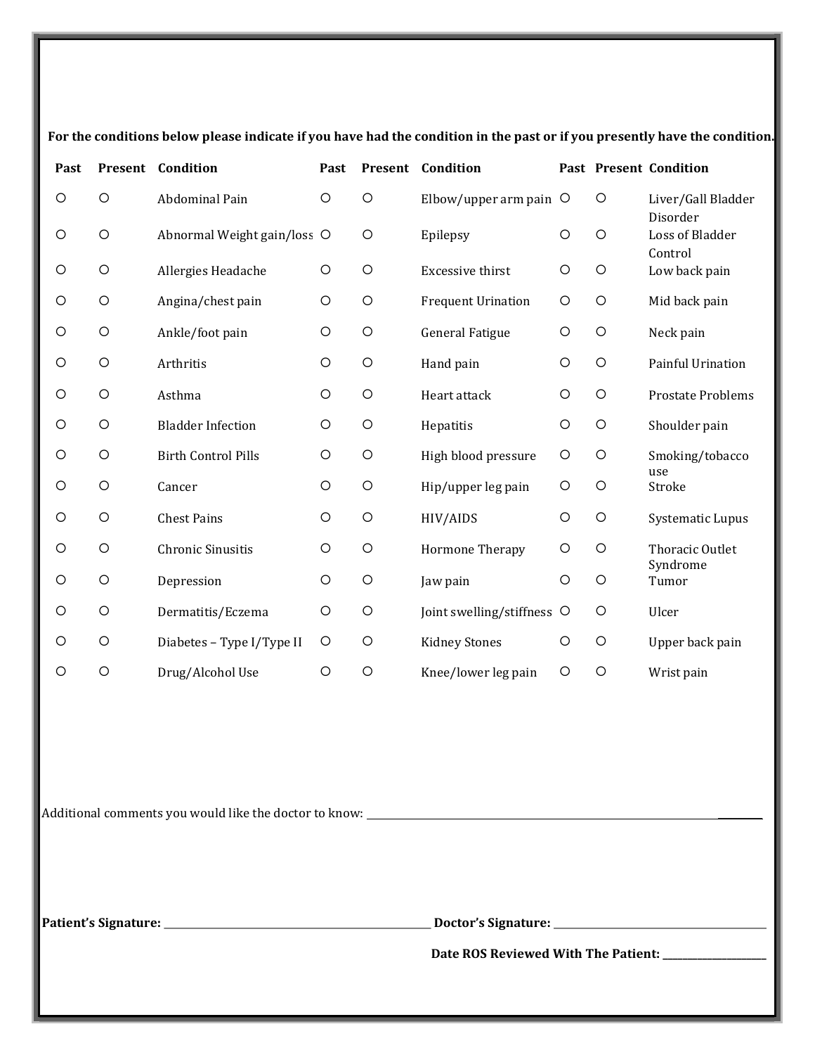**For the conditions below please indicate if you have had the condition in the past or if you presently have the condition.**

| Past | Present | Condition | Past | Present | Condition | Past | Present | Condition |
|---|---|---|---|---|---|---|---|---|
| ○ | ○ | Abdominal Pain | ○ | ○ | Elbow/upper arm pain | ○ | ○ | Liver/Gall Bladder Disorder |
| ○ | ○ | Abnormal Weight gain/loss | ○ | ○ | Epilepsy | ○ | ○ | Loss of Bladder Control |
| ○ | ○ | Allergies Headache | ○ | ○ | Excessive thirst | ○ | ○ | Low back pain |
| ○ | ○ | Angina/chest pain | ○ | ○ | Frequent Urination | ○ | ○ | Mid back pain |
| ○ | ○ | Ankle/foot pain | ○ | ○ | General Fatigue | ○ | ○ | Neck pain |
| ○ | ○ | Arthritis | ○ | ○ | Hand pain | ○ | ○ | Painful Urination |
| ○ | ○ | Asthma | ○ | ○ | Heart attack | ○ | ○ | Prostate Problems |
| ○ | ○ | Bladder Infection | ○ | ○ | Hepatitis | ○ | ○ | Shoulder pain |
| ○ | ○ | Birth Control Pills | ○ | ○ | High blood pressure | ○ | ○ | Smoking/tobacco use |
| ○ | ○ | Cancer | ○ | ○ | Hip/upper leg pain | ○ | ○ | Stroke |
| ○ | ○ | Chest Pains | ○ | ○ | HIV/AIDS | ○ | ○ | Systematic Lupus |
| ○ | ○ | Chronic Sinusitis | ○ | ○ | Hormone Therapy | ○ | ○ | Thoracic Outlet Syndrome |
| ○ | ○ | Depression | ○ | ○ | Jaw pain | ○ | ○ | Tumor |
| ○ | ○ | Dermatitis/Eczema | ○ | ○ | Joint swelling/stiffness | ○ | ○ | Ulcer |
| ○ | ○ | Diabetes – Type I/Type II | ○ | ○ | Kidney Stones | ○ | ○ | Upper back pain |
| ○ | ○ | Drug/Alcohol Use | ○ | ○ | Knee/lower leg pain | ○ | ○ | Wrist pain |

Additional comments you would like the doctor to know: ______________________________________________

**Patient's Signature:** ______________________________ **Doctor's Signature:** ______________________________

**Date ROS Reviewed With The Patient:** ______________